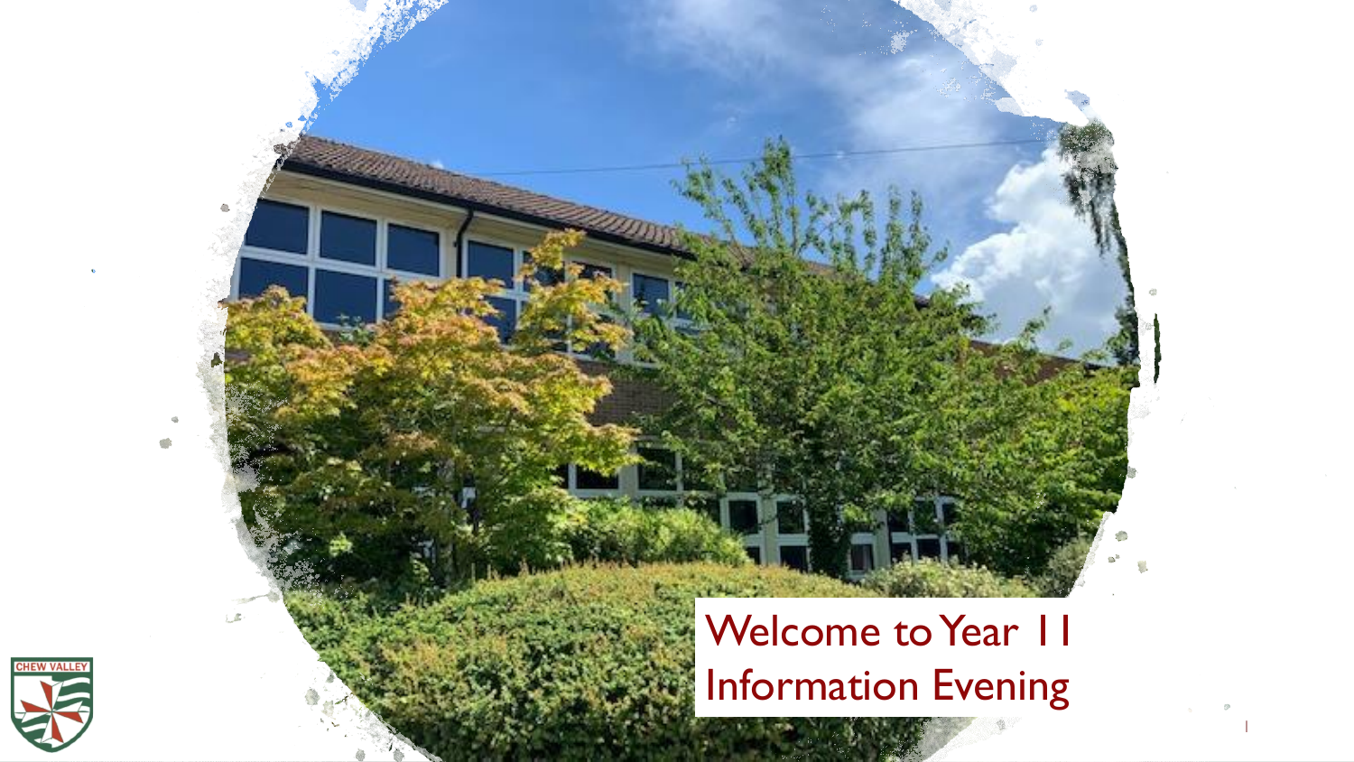# Welcome to Year 11 Information Evening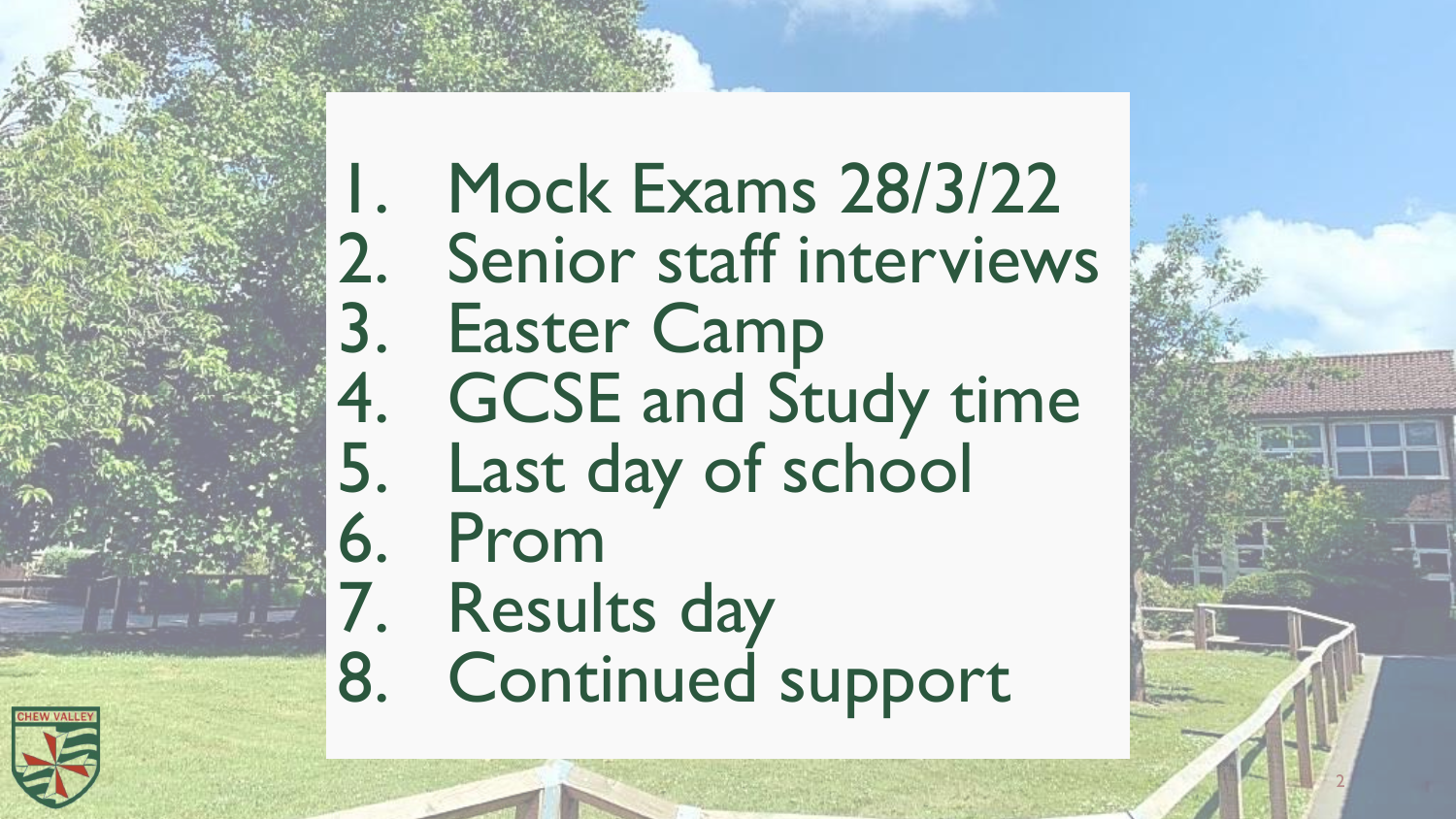1. Mock Exams 28/3/22
2. Senior staff interviews
3. Easter Camp
4. GCSE and Study time
5. Last day of school
6. Prom
7. Results day
8. Continued support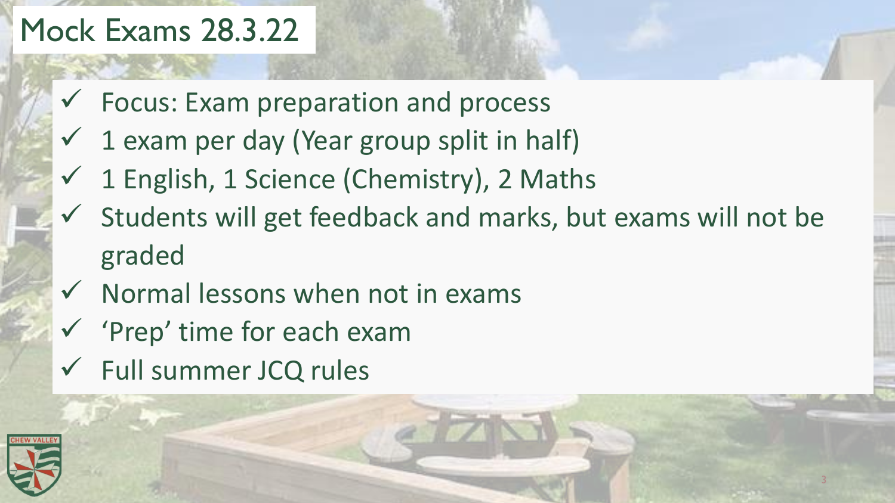# Mock Exams 28.3.22

- ✓ Focus: Exam preparation and process
- ✓ 1 exam per day (Year group split in half)
- ✓ 1 English, 1 Science (Chemistry), 2 Maths
- ✓ Students will get feedback and marks, but exams will not be graded
- ✓ Normal lessons when not in exams
- ✓ 'Prep' time for each exam
- ✓ Full summer JCQ rules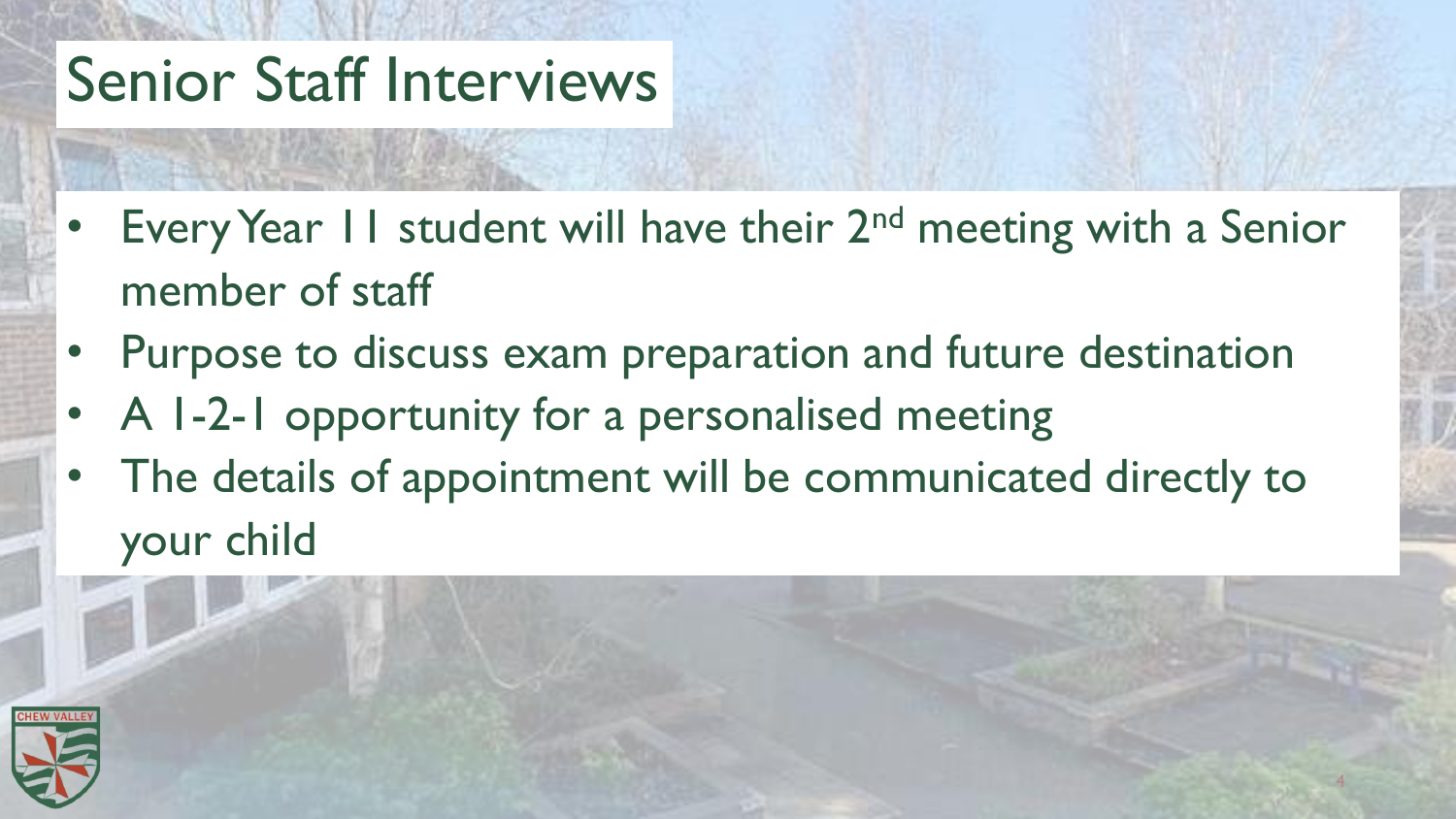# Senior Staff Interviews

- Every Year 11 student will have their 2nd meeting with a Senior member of staff
- Purpose to discuss exam preparation and future destination
- A 1-2-1 opportunity for a personalised meeting
- The details of appointment will be communicated directly to your child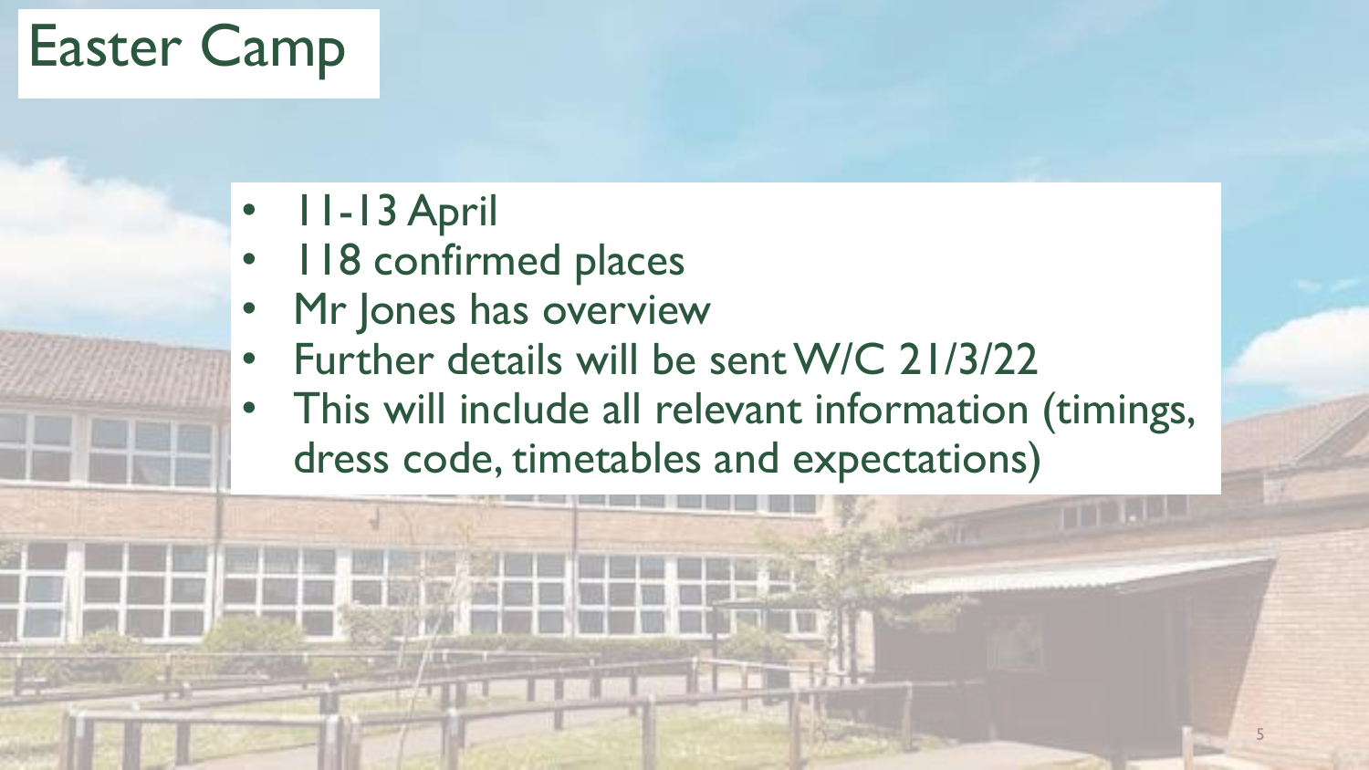# Easter Camp

- 11-13 April
- 118 confirmed places
- Mr Jones has overview
- Further details will be sent W/C 21/3/22
- This will include all relevant information (timings, dress code, timetables and expectations)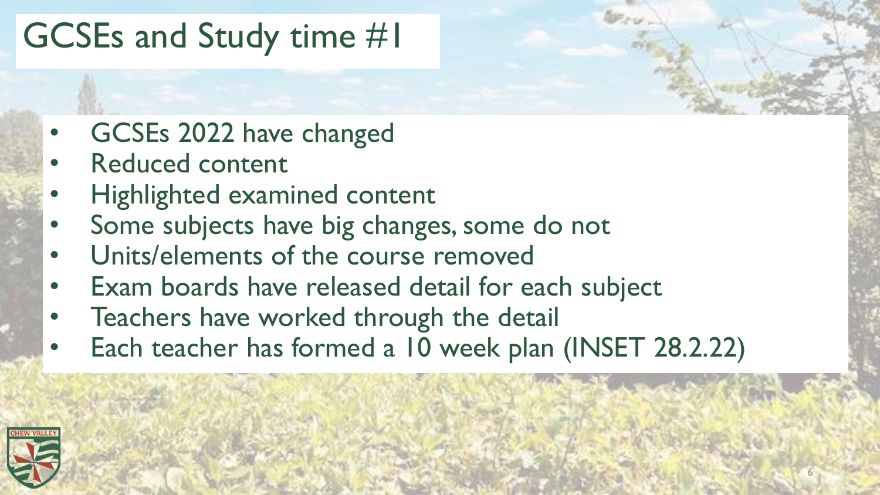# GCSEs and Study time #1

- GCSEs 2022 have changed
- Reduced content
- Highlighted examined content
- Some subjects have big changes, some do not
- Units/elements of the course removed
- Exam boards have released detail for each subject
- Teachers have worked through the detail
- Each teacher has formed a 10 week plan (INSET 28.2.22)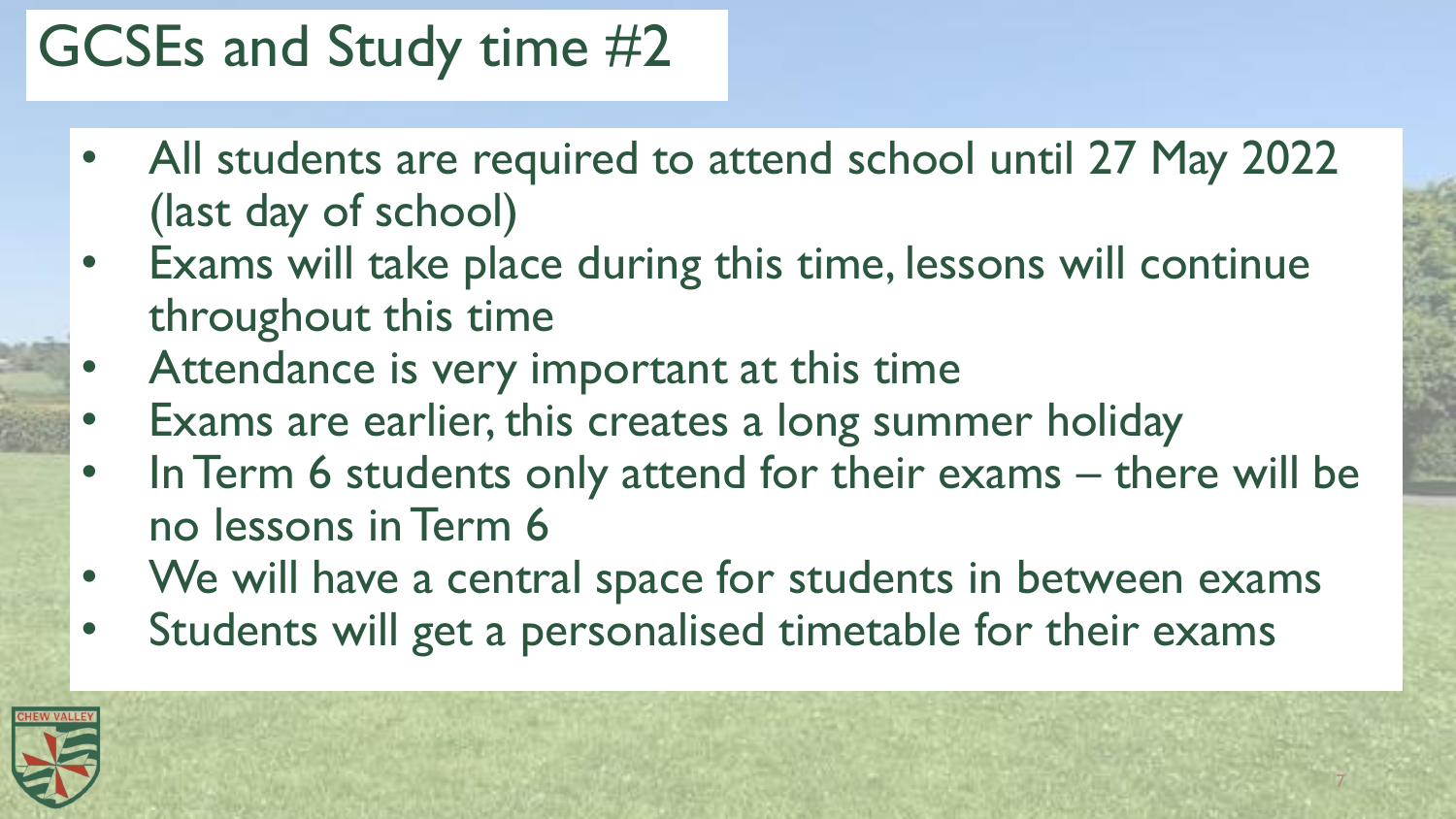# GCSEs and Study time #2

- All students are required to attend school until 27 May 2022 (last day of school)
- Exams will take place during this time, lessons will continue throughout this time
- Attendance is very important at this time
- Exams are earlier, this creates a long summer holiday
- In Term 6 students only attend for their exams – there will be no lessons in Term 6
- We will have a central space for students in between exams
- Students will get a personalised timetable for their exams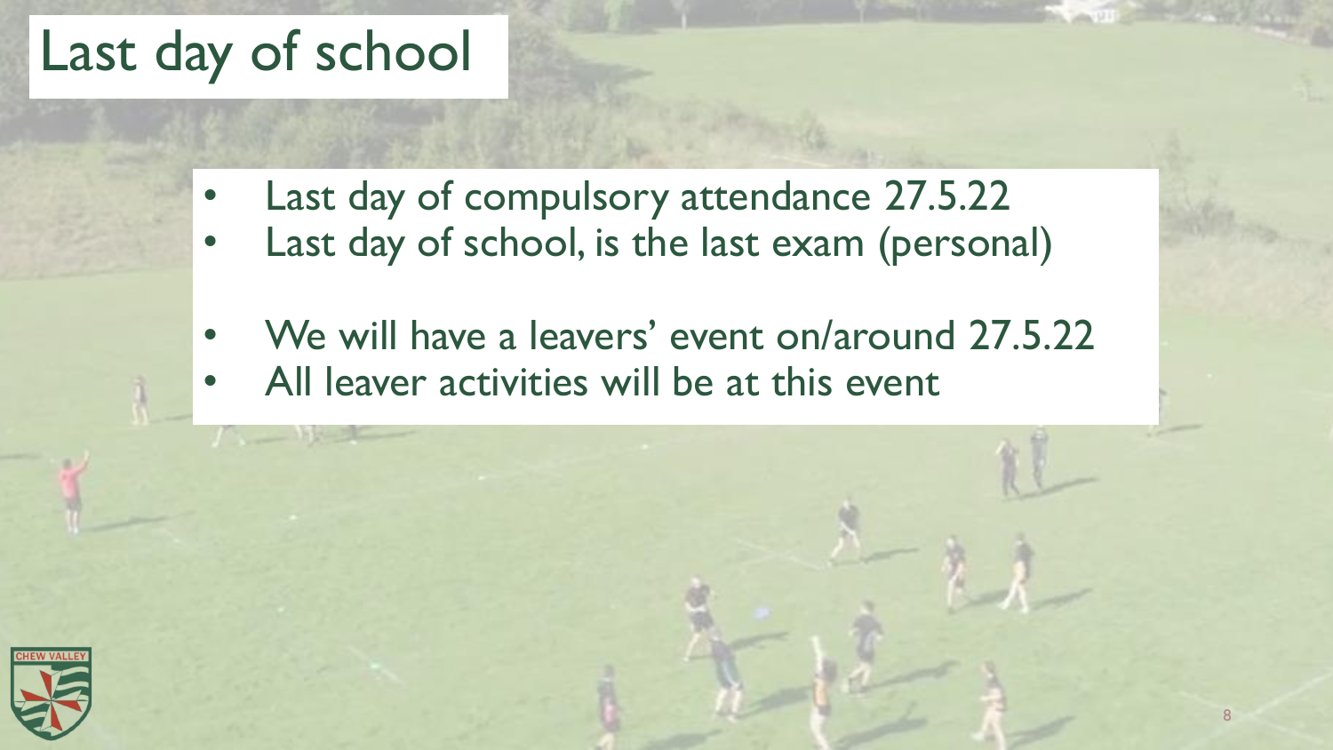# Last day of school

- Last day of compulsory attendance 27.5.22
- Last day of school, is the last exam (personal)

- We will have a leavers' event on/around 27.5.22
- All leaver activities will be at this event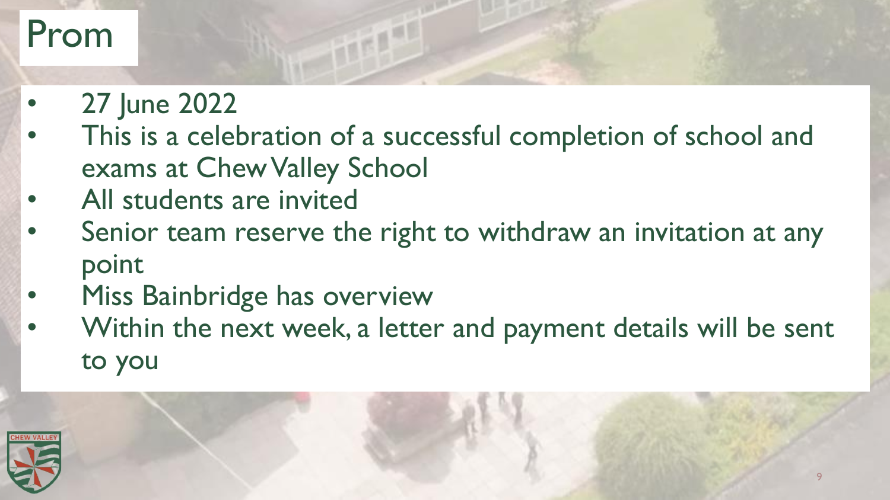# Prom

- 27 June 2022
- This is a celebration of a successful completion of school and exams at Chew Valley School
- All students are invited
- Senior team reserve the right to withdraw an invitation at any point
- Miss Bainbridge has overview
- Within the next week, a letter and payment details will be sent to you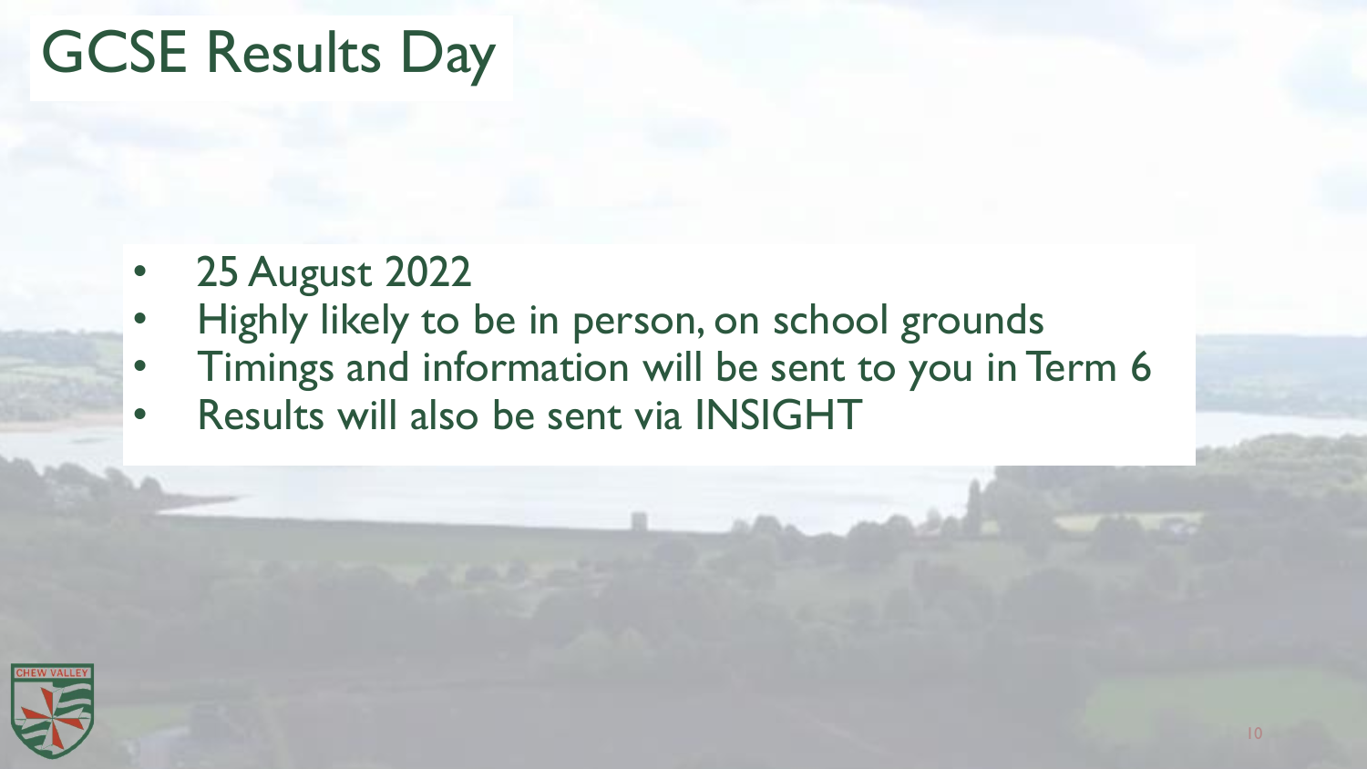# GCSE Results Day

- 25 August 2022
- Highly likely to be in person, on school grounds
- Timings and information will be sent to you in Term 6
- Results will also be sent via INSIGHT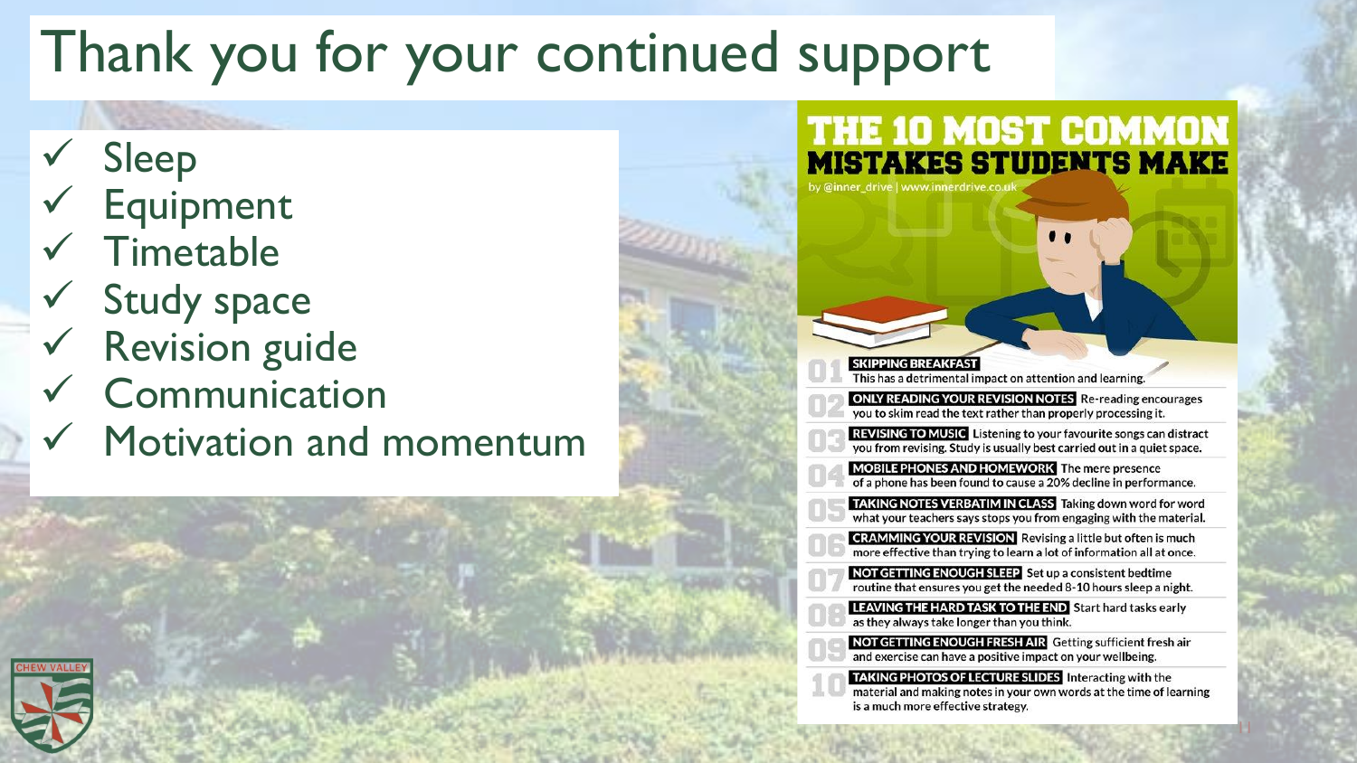# Thank you for your continued support

- ✓ Sleep
- ✓ Equipment
- ✓ Timetable
- ✓ Study space
- ✓ Revision guide
- ✓ Communication
- ✓ Motivation and momentum

## THE 10 MOST COMMON MISTAKES STUDENTS MAKE

by @inner_drive | www.innerdrive.co.uk

01 **SKIPPING BREAKFAST** This has a detrimental impact on attention and learning.

02 **ONLY READING YOUR REVISION NOTES** Re-reading encourages you to skim read the text rather than properly processing it.

03 **REVISING TO MUSIC** Listening to your favourite songs can distract you from revising. Study is usually best carried out in a quiet space.

04 **MOBILE PHONES AND HOMEWORK** The mere presence of a phone has been found to cause a 20% decline in performance.

05 **TAKING NOTES VERBATIM IN CLASS** Taking down word for word what your teachers says stops you from engaging with the material.

06 **CRAMMING YOUR REVISION** Revising a little but often is much more effective than trying to learn a lot of information all at once.

07 **NOT GETTING ENOUGH SLEEP** Set up a consistent bedtime routine that ensures you get the needed 8-10 hours sleep a night.

08 **LEAVING THE HARD TASK TO THE END** Start hard tasks early as they always take longer than you think.

09 **NOT GETTING ENOUGH FRESH AIR** Getting sufficient fresh air and exercise can have a positive impact on your wellbeing.

10 **TAKING PHOTOS OF LECTURE SLIDES** Interacting with the material and making notes in your own words at the time of learning is a much more effective strategy.

CHEW VALLEY